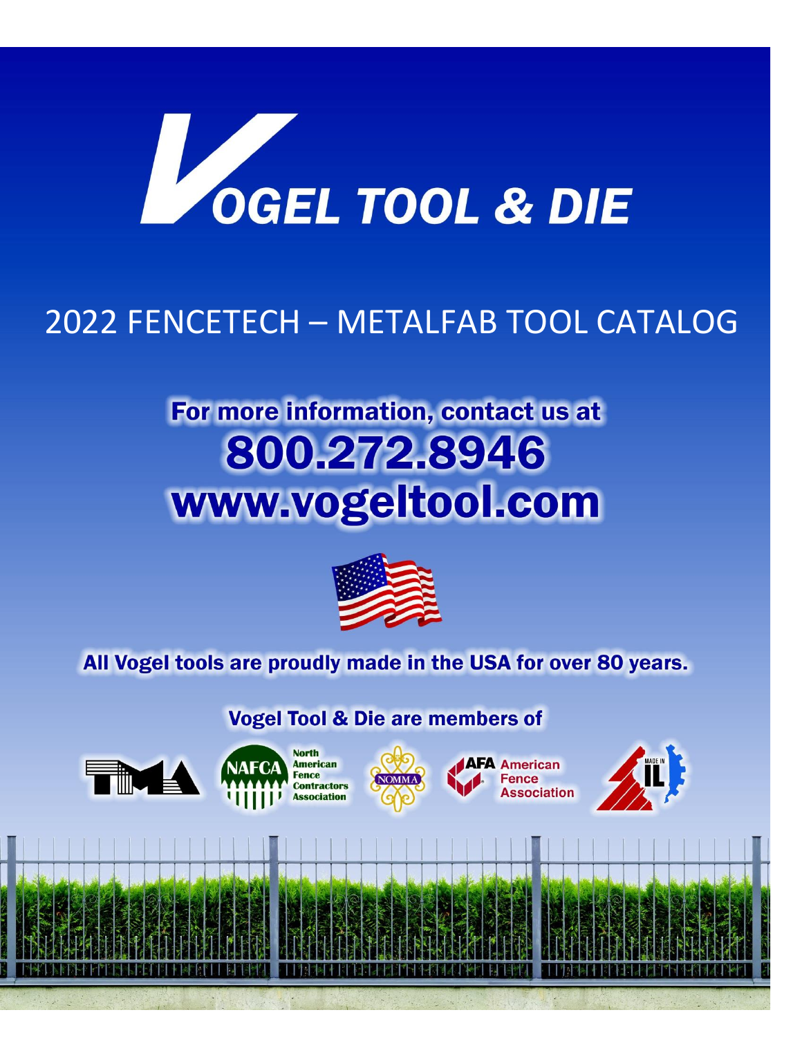# VOGEL TOOL & DIE

## 2022 FENCETECH – METALFAB TOOL CATALOG

**For more information, contact us at**

**800.272.8946**

**www.vogeltool.com**

**All Vogel tools are proudly made in the USA for over 80 years.**

**Vogel Tool & Die are members of**

TMA | NAFCA North American Fence Contractors Association | NOMMA | AFA American Fence Association | MADE IN IL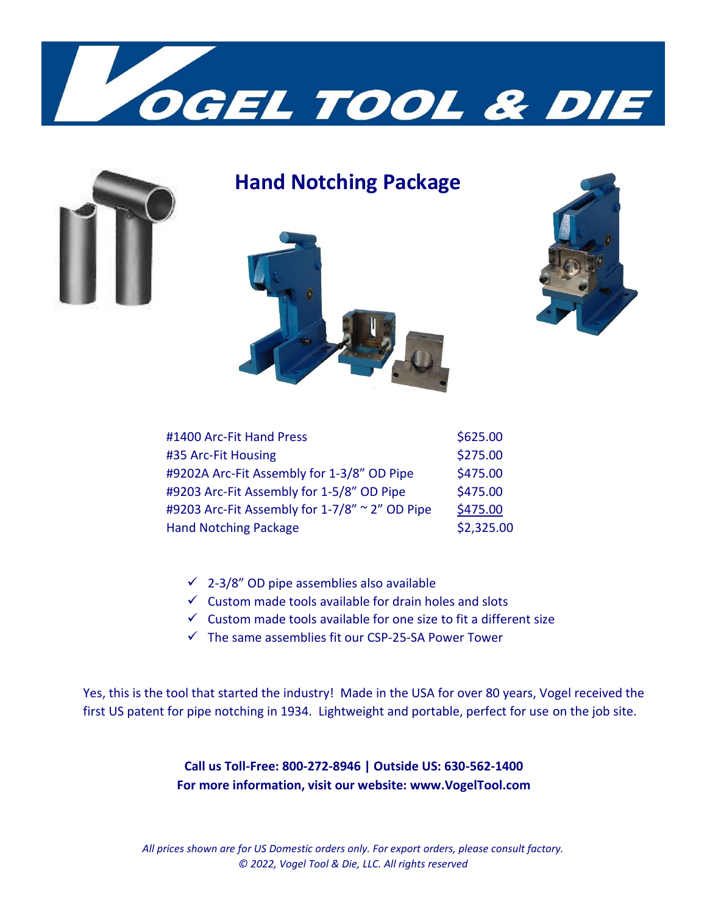# VOGEL TOOL & DIE

## Hand Notching Package

| Item | Price |
|---|---|
| #1400 Arc-Fit Hand Press | $625.00 |
| #35 Arc-Fit Housing | $275.00 |
| #9202A Arc-Fit Assembly for 1-3/8" OD Pipe | $475.00 |
| #9203 Arc-Fit Assembly for 1-5/8" OD Pipe | $475.00 |
| #9203 Arc-Fit Assembly for 1-7/8" ~ 2" OD Pipe | $475.00 |
| Hand Notching Package | $2,325.00 |

- ✓ 2-3/8" OD pipe assemblies also available
- ✓ Custom made tools available for drain holes and slots
- ✓ Custom made tools available for one size to fit a different size
- ✓ The same assemblies fit our CSP-25-SA Power Tower

Yes, this is the tool that started the industry! Made in the USA for over 80 years, Vogel received the first US patent for pipe notching in 1934. Lightweight and portable, perfect for use on the job site.

**Call us Toll-Free: 800-272-8946 | Outside US: 630-562-1400**
**For more information, visit our website: www.VogelTool.com**

*All prices shown are for US Domestic orders only. For export orders, please consult factory.*
*© 2022, Vogel Tool & Die, LLC. All rights reserved*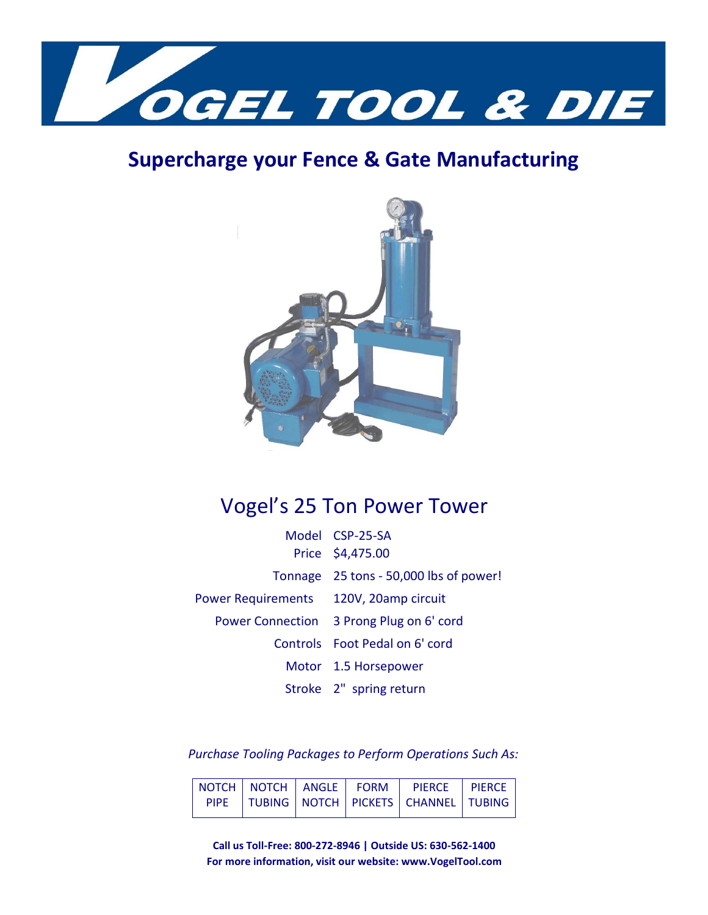# VOGEL TOOL & DIE

## Supercharge your Fence & Gate Manufacturing

## Vogel's 25 Ton Power Tower

| | |
|---|---|
| Model | CSP-25-SA |
| Price | $4,475.00 |
| Tonnage | 25 tons - 50,000 lbs of power! |
| Power Requirements | 120V, 20amp circuit |
| Power Connection | 3 Prong Plug on 6' cord |
| Controls | Foot Pedal on 6' cord |
| Motor | 1.5 Horsepower |
| Stroke | 2" spring return |

*Purchase Tooling Packages to Perform Operations Such As:*

| NOTCH PIPE | NOTCH TUBING | ANGLE NOTCH | FORM PICKETS | PIERCE CHANNEL | PIERCE TUBING |
|---|---|---|---|---|---|

**Call us Toll-Free: 800-272-8946 | Outside US: 630-562-1400**
**For more information, visit our website: www.VogelTool.com**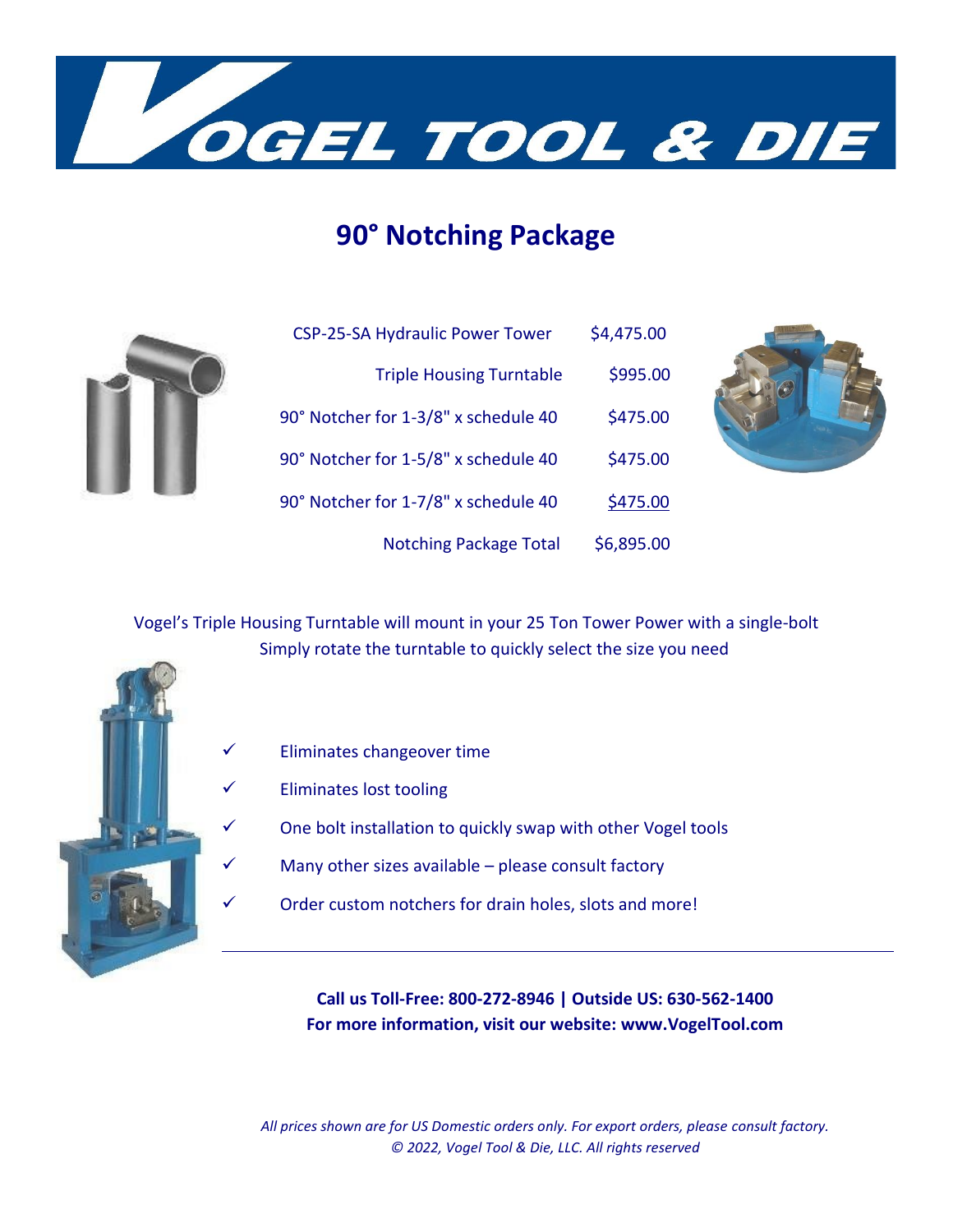# VOGEL TOOL & DIE

## 90° Notching Package

| Item | Price |
|---|---|
| CSP-25-SA Hydraulic Power Tower | $4,475.00 |
| Triple Housing Turntable | $995.00 |
| 90° Notcher for 1-3/8" x schedule 40 | $475.00 |
| 90° Notcher for 1-5/8" x schedule 40 | $475.00 |
| 90° Notcher for 1-7/8" x schedule 40 | $475.00 |
| Notching Package Total | $6,895.00 |

Vogel's Triple Housing Turntable will mount in your 25 Ton Tower Power with a single-bolt
Simply rotate the turntable to quickly select the size you need

- ✓ Eliminates changeover time
- ✓ Eliminates lost tooling
- ✓ One bolt installation to quickly swap with other Vogel tools
- ✓ Many other sizes available – please consult factory
- ✓ Order custom notchers for drain holes, slots and more!

---

**Call us Toll-Free: 800-272-8946 | Outside US: 630-562-1400**
**For more information, visit our website: www.VogelTool.com**

*All prices shown are for US Domestic orders only. For export orders, please consult factory.*
*© 2022, Vogel Tool & Die, LLC. All rights reserved*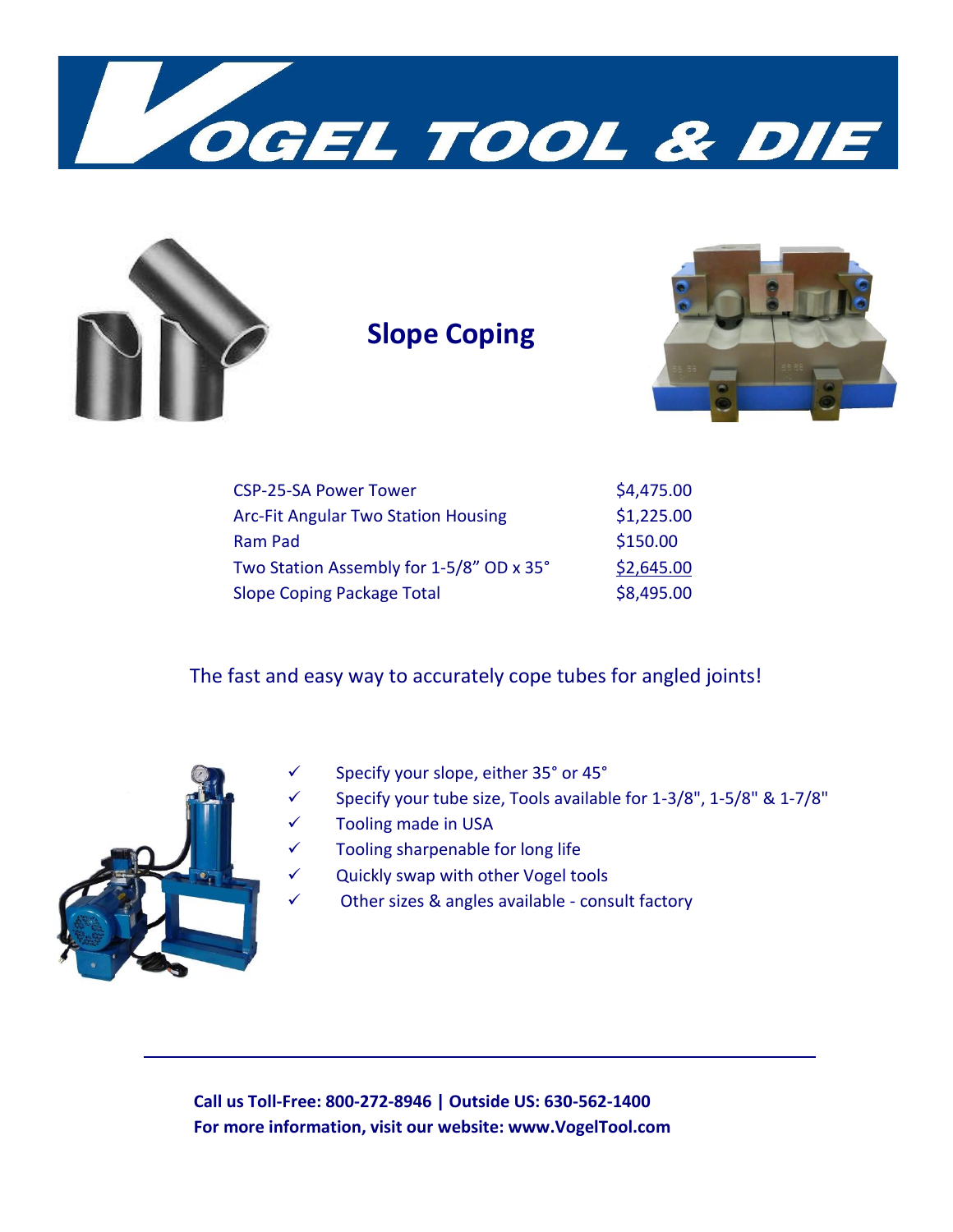# VOGEL TOOL & DIE

## Slope Coping

| | |
|---|---|
| CSP-25-SA Power Tower | $4,475.00 |
| Arc-Fit Angular Two Station Housing | $1,225.00 |
| Ram Pad | $150.00 |
| Two Station Assembly for 1-5/8" OD x 35° | $2,645.00 |
| Slope Coping Package Total | $8,495.00 |

The fast and easy way to accurately cope tubes for angled joints!

- ✓ Specify your slope, either 35° or 45°
- ✓ Specify your tube size, Tools available for 1-3/8", 1-5/8" & 1-7/8"
- ✓ Tooling made in USA
- ✓ Tooling sharpenable for long life
- ✓ Quickly swap with other Vogel tools
- ✓ Other sizes & angles available - consult factory

---

**Call us Toll-Free: 800-272-8946 | Outside US: 630-562-1400**
**For more information, visit our website: www.VogelTool.com**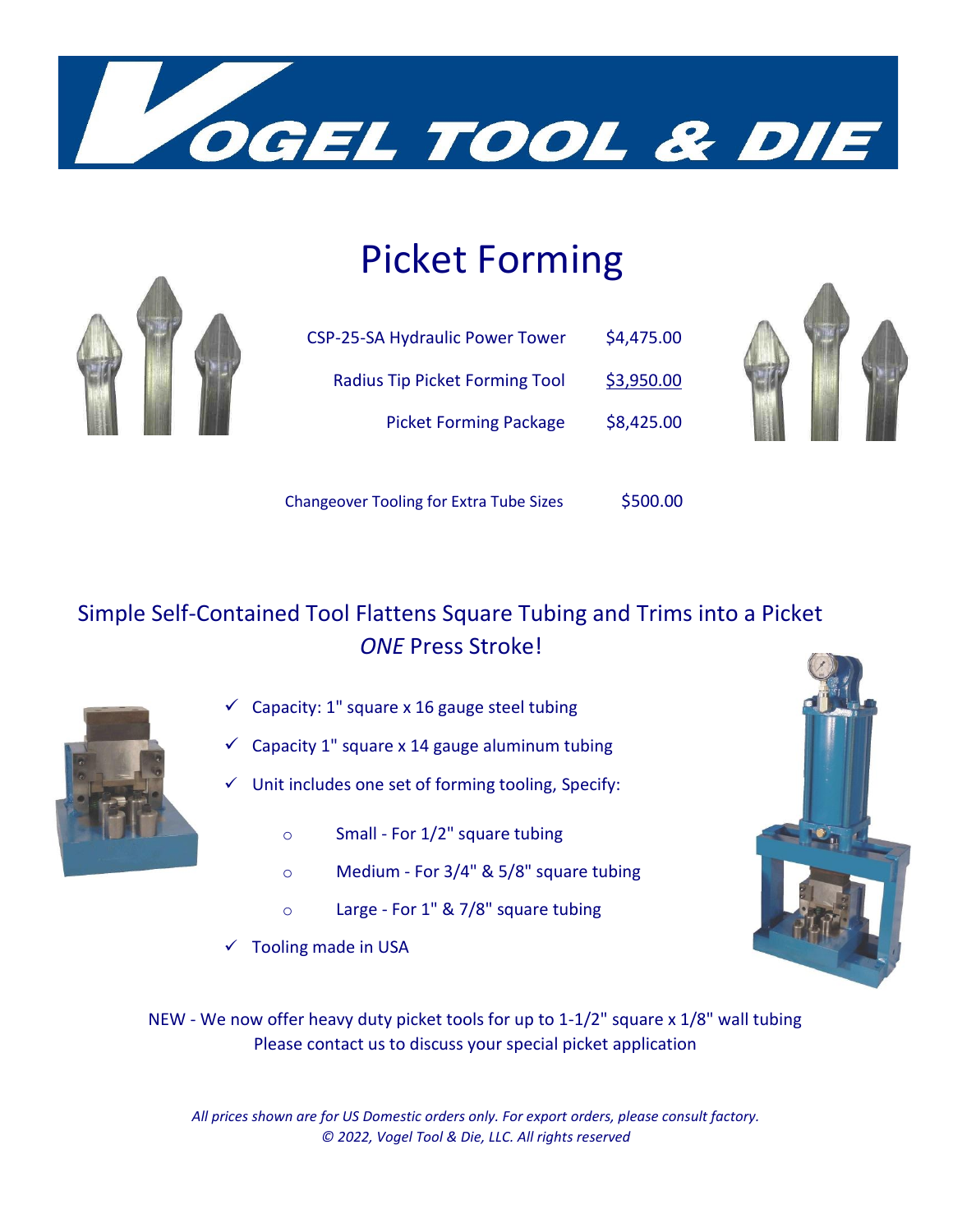# Vogel Tool & Die

## Picket Forming

| | |
|---|---|
| CSP-25-SA Hydraulic Power Tower | $4,475.00 |
| Radius Tip Picket Forming Tool | $3,950.00 |
| Picket Forming Package | $8,425.00 |
| | |
| Changeover Tooling for Extra Tube Sizes | $500.00 |

### Simple Self-Contained Tool Flattens Square Tubing and Trims into a Picket *ONE* Press Stroke!

- ✓ Capacity: 1" square x 16 gauge steel tubing
- ✓ Capacity 1" square x 14 gauge aluminum tubing
- ✓ Unit includes one set of forming tooling, Specify:
  - Small - For 1/2" square tubing
  - Medium - For 3/4" & 5/8" square tubing
  - Large - For 1" & 7/8" square tubing
- ✓ Tooling made in USA

NEW - We now offer heavy duty picket tools for up to 1-1/2" square x 1/8" wall tubing
Please contact us to discuss your special picket application

*All prices shown are for US Domestic orders only. For export orders, please consult factory.*
*© 2022, Vogel Tool & Die, LLC. All rights reserved*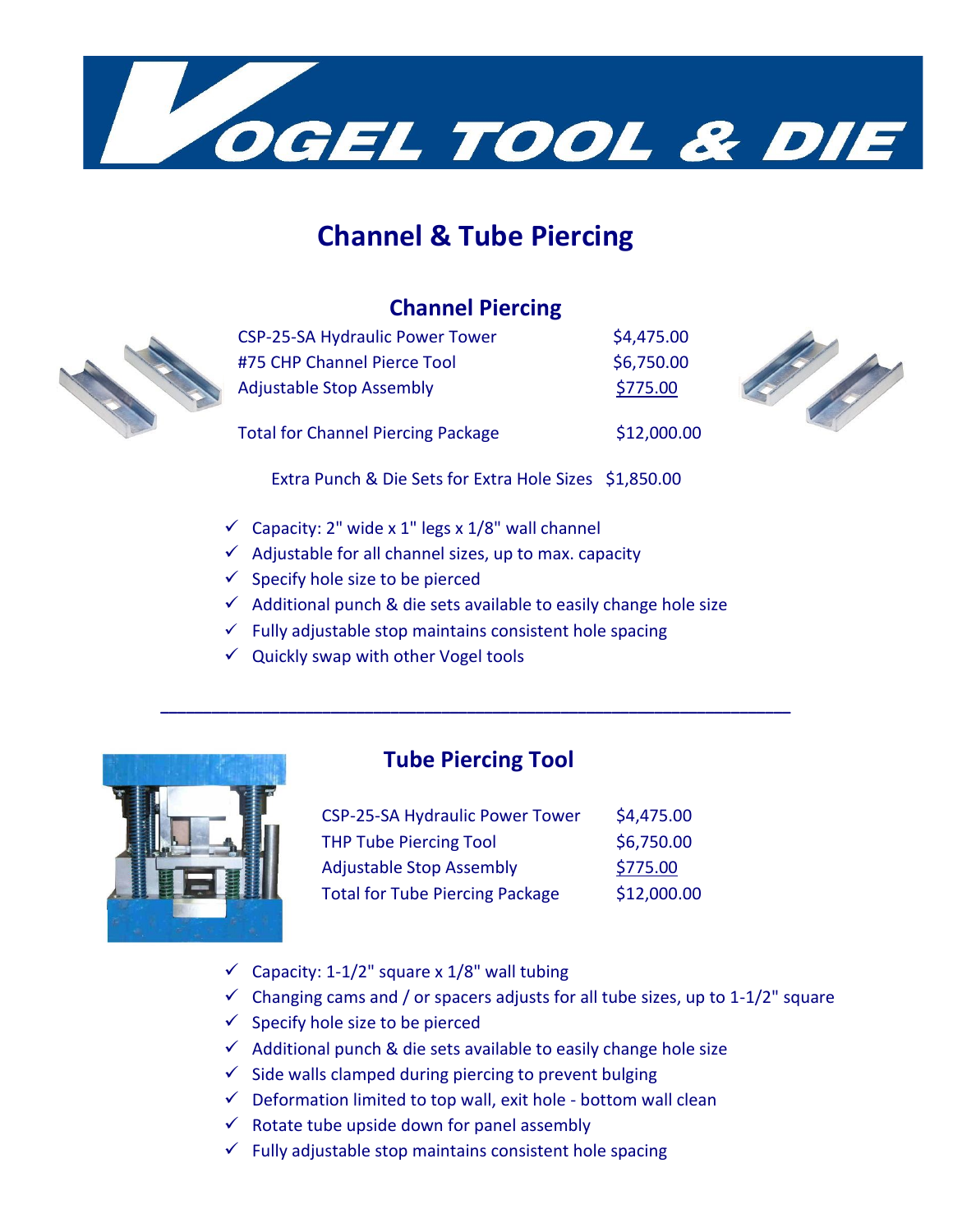# VOGEL TOOL & DIE

## Channel & Tube Piercing

### Channel Piercing

| | |
|---|---|
| CSP-25-SA Hydraulic Power Tower | $4,475.00 |
| #75 CHP Channel Pierce Tool | $6,750.00 |
| Adjustable Stop Assembly | $775.00 |
| Total for Channel Piercing Package | $12,000.00 |

Extra Punch & Die Sets for Extra Hole Sizes $1,850.00

- ✓ Capacity: 2" wide x 1" legs x 1/8" wall channel
- ✓ Adjustable for all channel sizes, up to max. capacity
- ✓ Specify hole size to be pierced
- ✓ Additional punch & die sets available to easily change hole size
- ✓ Fully adjustable stop maintains consistent hole spacing
- ✓ Quickly swap with other Vogel tools

---

### Tube Piercing Tool

| | |
|---|---|
| CSP-25-SA Hydraulic Power Tower | $4,475.00 |
| THP Tube Piercing Tool | $6,750.00 |
| Adjustable Stop Assembly | $775.00 |
| Total for Tube Piercing Package | $12,000.00 |

- ✓ Capacity: 1-1/2" square x 1/8" wall tubing
- ✓ Changing cams and / or spacers adjusts for all tube sizes, up to 1-1/2" square
- ✓ Specify hole size to be pierced
- ✓ Additional punch & die sets available to easily change hole size
- ✓ Side walls clamped during piercing to prevent bulging
- ✓ Deformation limited to top wall, exit hole - bottom wall clean
- ✓ Rotate tube upside down for panel assembly
- ✓ Fully adjustable stop maintains consistent hole spacing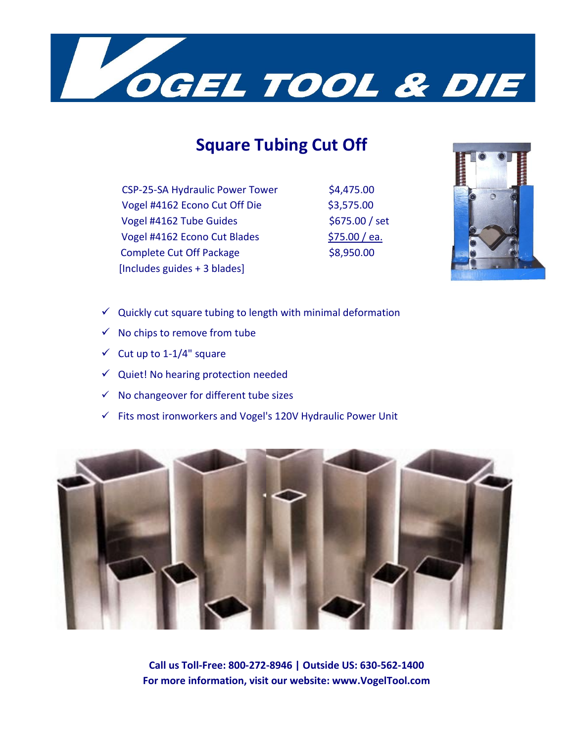# VOGEL TOOL & DIE

## Square Tubing Cut Off

| | |
|---|---|
| CSP-25-SA Hydraulic Power Tower | $4,475.00 |
| Vogel #4162 Econo Cut Off Die | $3,575.00 |
| Vogel #4162 Tube Guides | $675.00 / set |
| Vogel #4162 Econo Cut Blades | $75.00 / ea. |
| Complete Cut Off Package [Includes guides + 3 blades] | $8,950.00 |

- ✓ Quickly cut square tubing to length with minimal deformation
- ✓ No chips to remove from tube
- ✓ Cut up to 1-1/4" square
- ✓ Quiet! No hearing protection needed
- ✓ No changeover for different tube sizes
- ✓ Fits most ironworkers and Vogel's 120V Hydraulic Power Unit

**Call us Toll-Free: 800-272-8946 | Outside US: 630-562-1400**
**For more information, visit our website: www.VogelTool.com**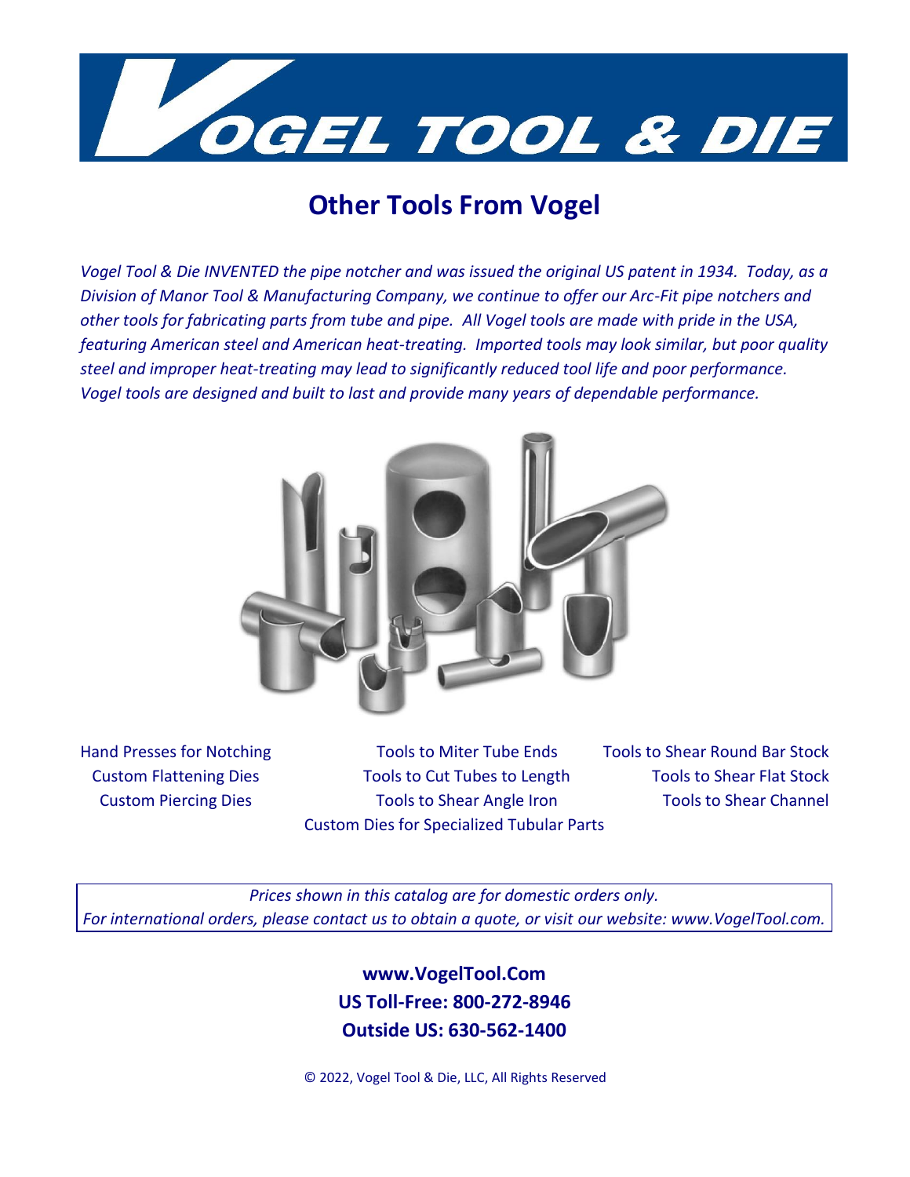# VOGEL TOOL & DIE

## Other Tools From Vogel

*Vogel Tool & Die INVENTED the pipe notcher and was issued the original US patent in 1934. Today, as a Division of Manor Tool & Manufacturing Company, we continue to offer our Arc-Fit pipe notchers and other tools for fabricating parts from tube and pipe. All Vogel tools are made with pride in the USA, featuring American steel and American heat-treating. Imported tools may look similar, but poor quality steel and improper heat-treating may lead to significantly reduced tool life and poor performance. Vogel tools are designed and built to last and provide many years of dependable performance.*

- Hand Presses for Notching
- Custom Flattening Dies
- Custom Piercing Dies
- Tools to Miter Tube Ends
- Tools to Cut Tubes to Length
- Tools to Shear Angle Iron
- Custom Dies for Specialized Tubular Parts
- Tools to Shear Round Bar Stock
- Tools to Shear Flat Stock
- Tools to Shear Channel

*Prices shown in this catalog are for domestic orders only.*
*For international orders, please contact us to obtain a quote, or visit our website: www.VogelTool.com.*

**www.VogelTool.Com**
**US Toll-Free: 800-272-8946**
**Outside US: 630-562-1400**

© 2022, Vogel Tool & Die, LLC, All Rights Reserved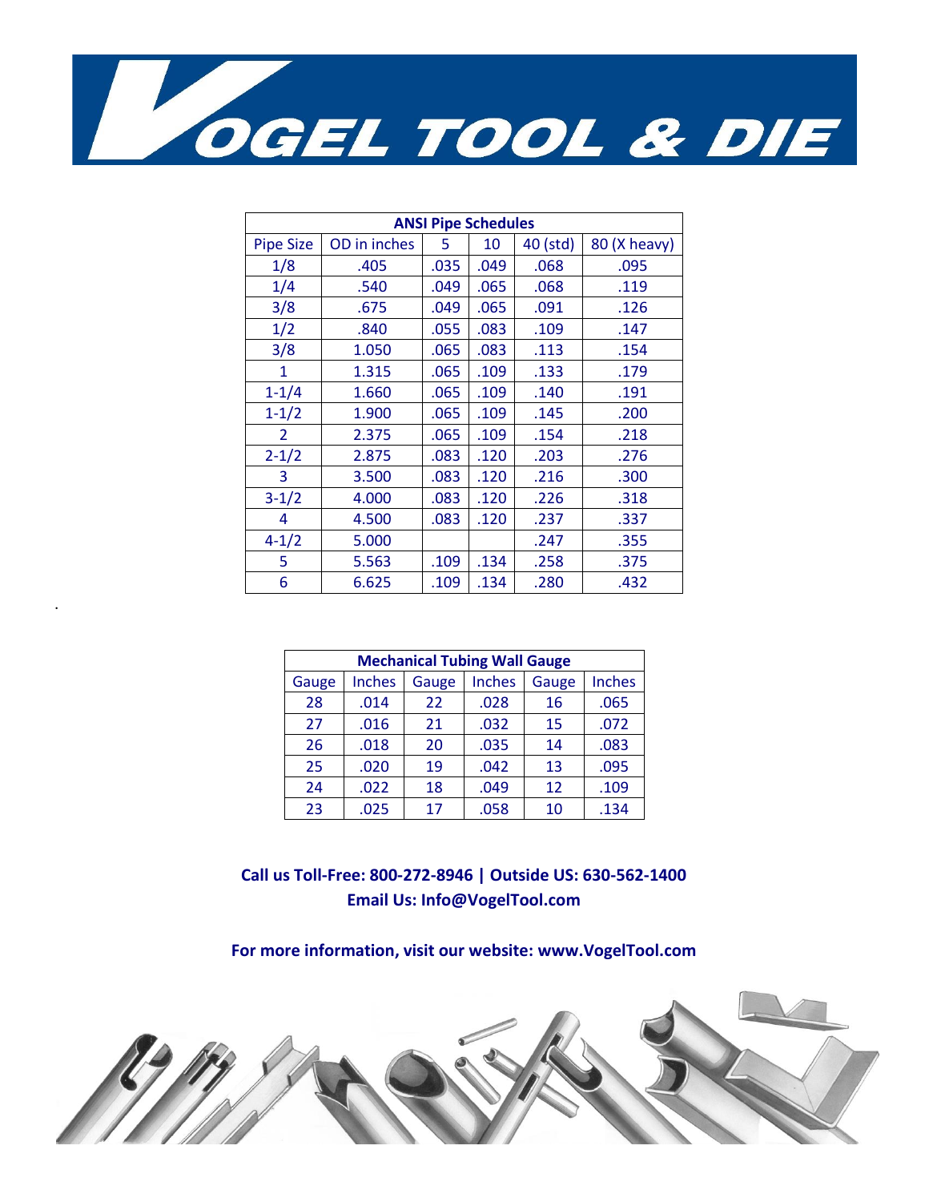# VOGEL TOOL & DIE

| ANSI Pipe Schedules | | | | | |
|---|---|---|---|---|---|
| Pipe Size | OD in inches | 5 | 10 | 40 (std) | 80 (X heavy) |
| 1/8 | .405 | .035 | .049 | .068 | .095 |
| 1/4 | .540 | .049 | .065 | .068 | .119 |
| 3/8 | .675 | .049 | .065 | .091 | .126 |
| 1/2 | .840 | .055 | .083 | .109 | .147 |
| 3/8 | 1.050 | .065 | .083 | .113 | .154 |
| 1 | 1.315 | .065 | .109 | .133 | .179 |
| 1-1/4 | 1.660 | .065 | .109 | .140 | .191 |
| 1-1/2 | 1.900 | .065 | .109 | .145 | .200 |
| 2 | 2.375 | .065 | .109 | .154 | .218 |
| 2-1/2 | 2.875 | .083 | .120 | .203 | .276 |
| 3 | 3.500 | .083 | .120 | .216 | .300 |
| 3-1/2 | 4.000 | .083 | .120 | .226 | .318 |
| 4 | 4.500 | .083 | .120 | .237 | .337 |
| 4-1/2 | 5.000 | | | .247 | .355 |
| 5 | 5.563 | .109 | .134 | .258 | .375 |
| 6 | 6.625 | .109 | .134 | .280 | .432 |

| Mechanical Tubing Wall Gauge | | | | | |
|---|---|---|---|---|---|
| Gauge | Inches | Gauge | Inches | Gauge | Inches |
| 28 | .014 | 22 | .028 | 16 | .065 |
| 27 | .016 | 21 | .032 | 15 | .072 |
| 26 | .018 | 20 | .035 | 14 | .083 |
| 25 | .020 | 19 | .042 | 13 | .095 |
| 24 | .022 | 18 | .049 | 12 | .109 |
| 23 | .025 | 17 | .058 | 10 | .134 |

**Call us Toll-Free: 800-272-8946 | Outside US: 630-562-1400**
**Email Us: Info@VogelTool.com**

**For more information, visit our website: www.VogelTool.com**